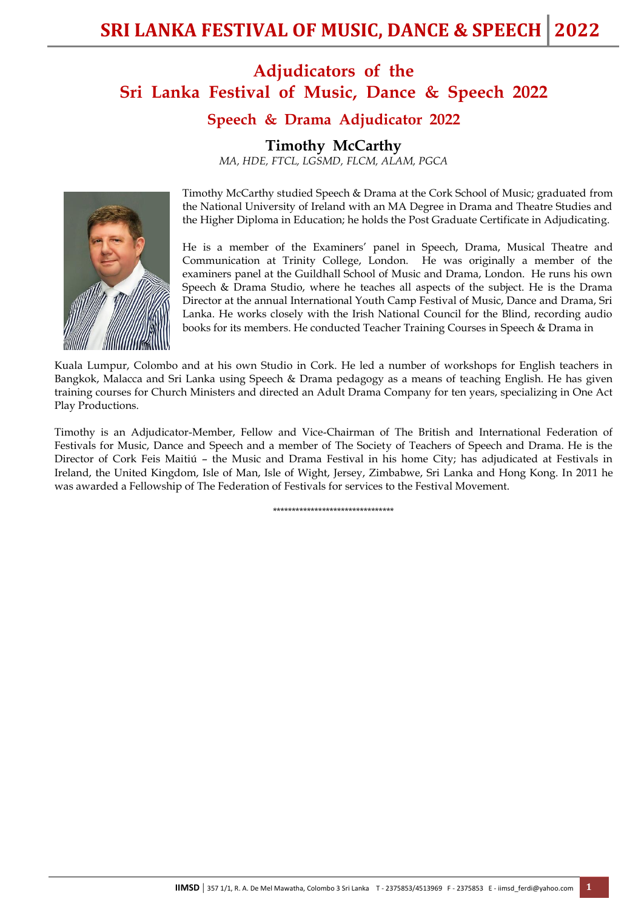# Adjudicators of the Sri Lanka Festival of Music, Dance & Speech 2022

## Speech & Drama Adjudicator 2022

### Timothy McCarthy

*MA, HDE, FTCL, LGSMD, FLCM, ALAM, PGCA*

Timothy McCarthy studied Speech & Drama at the Cork School of Music; graduated from the National University of Ireland with an MA Degree in Drama and Theatre Studies and the Higher Diploma in Education; he holds the Post Graduate Certificate in Adjudicating.

He is a member of the Examiners' panel in Speech, Drama, Musical Theatre and Communication at Trinity College, London. He was originally a member of the examiners panel at the Guildhall School of Music and Drama, London. He runs his own Speech & Drama Studio, where he teaches all aspects of the subject. He is the Drama Director at the annual International Youth Camp Festival of Music, Dance and Drama, Sri Lanka. He works closely with the Irish National Council for the Blind, recording audio books for its members. He conducted Teacher Training Courses in Speech & Drama in Kuala Lumpur, Colombo and at his own Studio in Cork. He led a number of workshops for English teachers in Bangkok, Malacca and Sri Lanka using Speech & Drama pedagogy as a means of teaching English. He has given training courses for Church Ministers and directed an Adult Drama Company for ten years, specializing in One Act Play Productions.

Timothy is an Adjudicator-Member, Fellow and Vice-Chairman of The British and International Federation of Festivals for Music, Dance and Speech and a member of The Society of Teachers of Speech and Drama. He is the Director of Cork Feis Maitiú – the Music and Drama Festival in his home City; has adjudicated at Festivals in Ireland, the United Kingdom, Isle of Man, Isle of Wight, Jersey, Zimbabwe, Sri Lanka and Hong Kong. In 2011 he was awarded a Fellowship of The Federation of Festivals for services to the Festival Movement.

********************************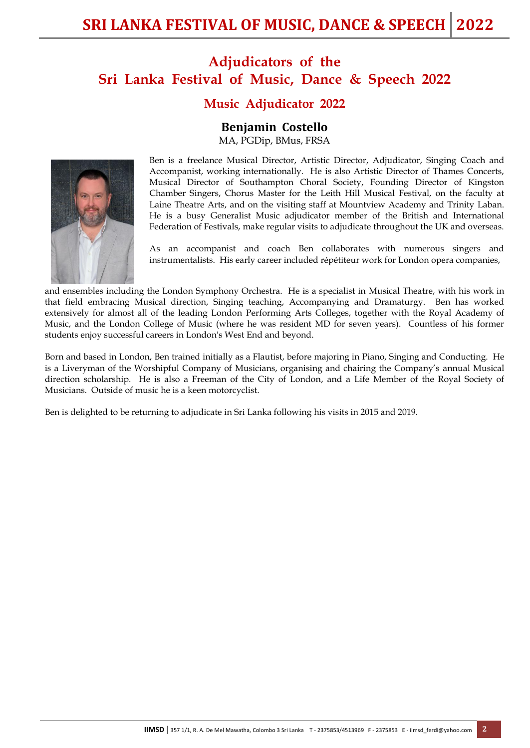## Adjudicators of the Sri Lanka Festival of Music, Dance & Speech 2022

### Music Adjudicator 2022

**Benjamin Costello**

MA, PGDip, BMus, FRSA

Ben is a freelance Musical Director, Artistic Director, Adjudicator, Singing Coach and Accompanist, working internationally. He is also Artistic Director of Thames Concerts, Musical Director of Southampton Choral Society, Founding Director of Kingston Chamber Singers, Chorus Master for the Leith Hill Musical Festival, on the faculty at Laine Theatre Arts, and on the visiting staff at Mountview Academy and Trinity Laban. He is a busy Generalist Music adjudicator member of the British and International Federation of Festivals, make regular visits to adjudicate throughout the UK and overseas.

As an accompanist and coach Ben collaborates with numerous singers and instrumentalists. His early career included répétiteur work for London opera companies, and ensembles including the London Symphony Orchestra. He is a specialist in Musical Theatre, with his work in that field embracing Musical direction, Singing teaching, Accompanying and Dramaturgy. Ben has worked extensively for almost all of the leading London Performing Arts Colleges, together with the Royal Academy of Music, and the London College of Music (where he was resident MD for seven years). Countless of his former students enjoy successful careers in London's West End and beyond.

Born and based in London, Ben trained initially as a Flautist, before majoring in Piano, Singing and Conducting. He is a Liveryman of the Worshipful Company of Musicians, organising and chairing the Company's annual Musical direction scholarship. He is also a Freeman of the City of London, and a Life Member of the Royal Society of Musicians. Outside of music he is a keen motorcyclist.

Ben is delighted to be returning to adjudicate in Sri Lanka following his visits in 2015 and 2019.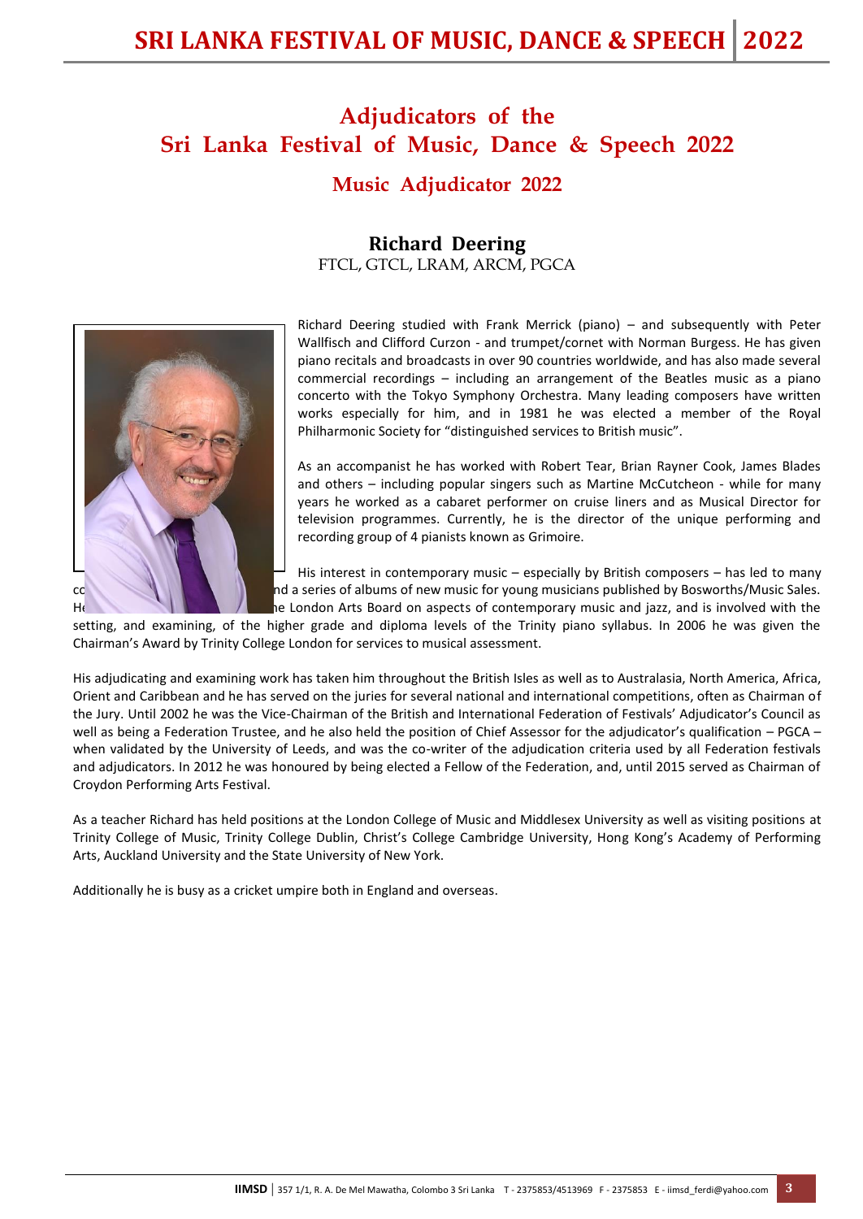# Adjudicators of the Sri Lanka Festival of Music, Dance & Speech 2022

## Music Adjudicator 2022

### Richard Deering

FTCL, GTCL, LRAM, ARCM, PGCA

Richard Deering studied with Frank Merrick (piano) – and subsequently with Peter Wallfisch and Clifford Curzon - and trumpet/cornet with Norman Burgess. He has given piano recitals and broadcasts in over 90 countries worldwide, and has also made several commercial recordings – including an arrangement of the Beatles music as a piano concerto with the Tokyo Symphony Orchestra. Many leading composers have written works especially for him, and in 1981 he was elected a member of the Royal Philharmonic Society for "distinguished services to British music".

As an accompanist he has worked with Robert Tear, Brian Rayner Cook, James Blades and others – including popular singers such as Martine McCutcheon - while for many years he worked as a cabaret performer on cruise liners and as Musical Director for television programmes. Currently, he is the director of the unique performing and recording group of 4 pianists known as Grimoire.

His interest in contemporary music – especially by British composers – has led to many co... nd a series of albums of new music for young musicians published by Bosworths/Music Sales. He... he London Arts Board on aspects of contemporary music and jazz, and is involved with the setting, and examining, of the higher grade and diploma levels of the Trinity piano syllabus. In 2006 he was given the Chairman's Award by Trinity College London for services to musical assessment.

His adjudicating and examining work has taken him throughout the British Isles as well as to Australasia, North America, Africa, Orient and Caribbean and he has served on the juries for several national and international competitions, often as Chairman of the Jury. Until 2002 he was the Vice-Chairman of the British and International Federation of Festivals' Adjudicator's Council as well as being a Federation Trustee, and he also held the position of Chief Assessor for the adjudicator's qualification – PGCA – when validated by the University of Leeds, and was the co-writer of the adjudication criteria used by all Federation festivals and adjudicators. In 2012 he was honoured by being elected a Fellow of the Federation, and, until 2015 served as Chairman of Croydon Performing Arts Festival.

As a teacher Richard has held positions at the London College of Music and Middlesex University as well as visiting positions at Trinity College of Music, Trinity College Dublin, Christ's College Cambridge University, Hong Kong's Academy of Performing Arts, Auckland University and the State University of New York.

Additionally he is busy as a cricket umpire both in England and overseas.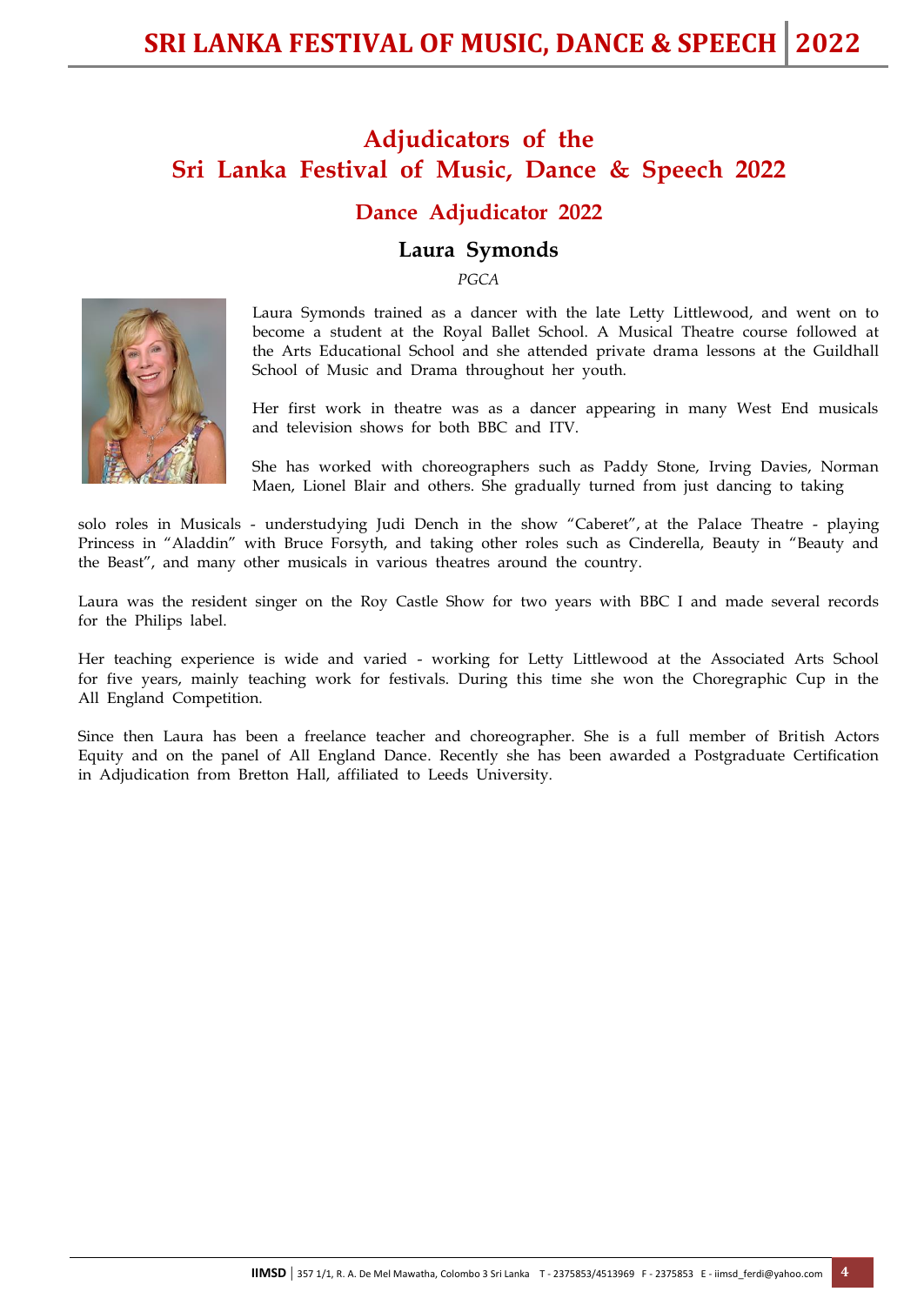# Adjudicators of the Sri Lanka Festival of Music, Dance & Speech 2022

## Dance Adjudicator 2022

### Laura Symonds

*PGCA*

Laura Symonds trained as a dancer with the late Letty Littlewood, and went on to become a student at the Royal Ballet School. A Musical Theatre course followed at the Arts Educational School and she attended private drama lessons at the Guildhall School of Music and Drama throughout her youth.

Her first work in theatre was as a dancer appearing in many West End musicals and television shows for both BBC and ITV.

She has worked with choreographers such as Paddy Stone, Irving Davies, Norman Maen, Lionel Blair and others. She gradually turned from just dancing to taking solo roles in Musicals - understudying Judi Dench in the show "Caberet", at the Palace Theatre - playing Princess in "Aladdin" with Bruce Forsyth, and taking other roles such as Cinderella, Beauty in "Beauty and the Beast", and many other musicals in various theatres around the country.

Laura was the resident singer on the Roy Castle Show for two years with BBC I and made several records for the Philips label.

Her teaching experience is wide and varied - working for Letty Littlewood at the Associated Arts School for five years, mainly teaching work for festivals. During this time she won the Choregraphic Cup in the All England Competition.

Since then Laura has been a freelance teacher and choreographer. She is a full member of British Actors Equity and on the panel of All England Dance. Recently she has been awarded a Postgraduate Certification in Adjudication from Bretton Hall, affiliated to Leeds University.